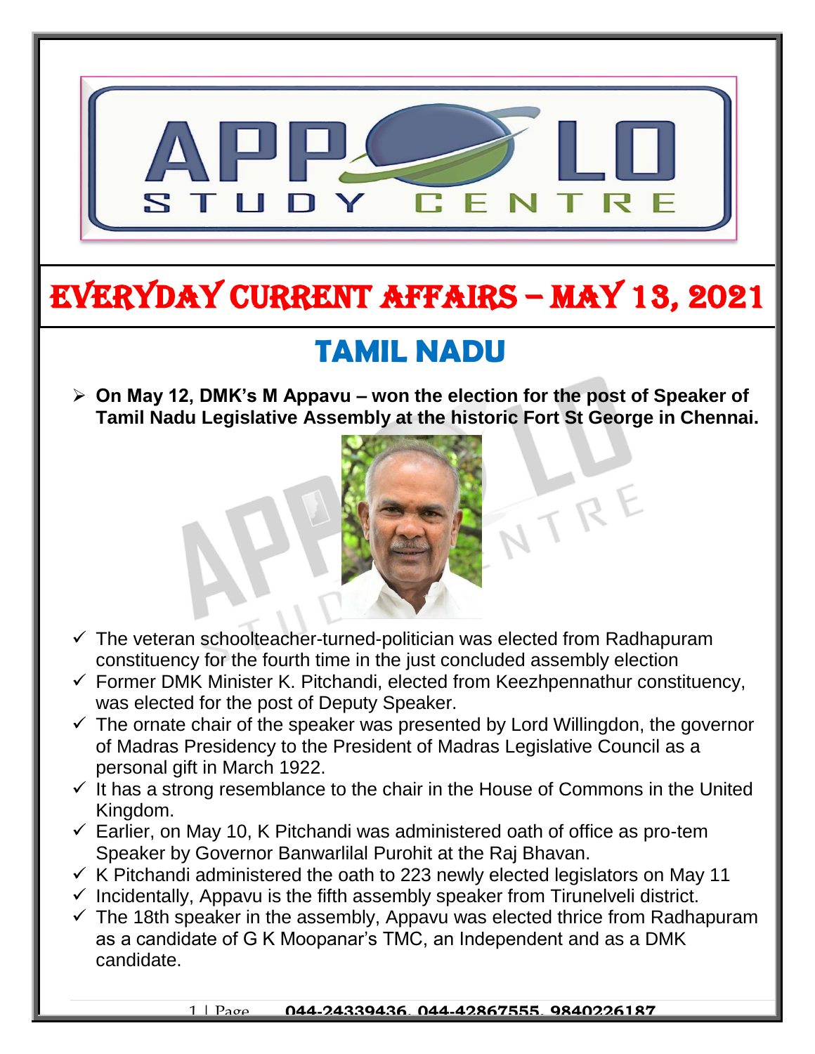# EVERYDAY CURRENT AFFAIRS – MAY 13, 2021

## TAMIL NADU

- **On May 12, DMK's M Appavu – won the election for the post of Speaker of Tamil Nadu Legislative Assembly at the historic Fort St George in Chennai.**

  - ✓ The veteran schoolteacher-turned-politician was elected from Radhapuram constituency for the fourth time in the just concluded assembly election
  - ✓ Former DMK Minister K. Pitchandi, elected from Keezhpennathur constituency, was elected for the post of Deputy Speaker.
  - ✓ The ornate chair of the speaker was presented by Lord Willingdon, the governor of Madras Presidency to the President of Madras Legislative Council as a personal gift in March 1922.
  - ✓ It has a strong resemblance to the chair in the House of Commons in the United Kingdom.
  - ✓ Earlier, on May 10, K Pitchandi was administered oath of office as pro-tem Speaker by Governor Banwarlilal Purohit at the Raj Bhavan.
  - ✓ K Pitchandi administered the oath to 223 newly elected legislators on May 11
  - ✓ Incidentally, Appavu is the fifth assembly speaker from Tirunelveli district.
  - ✓ The 18th speaker in the assembly, Appavu was elected thrice from Radhapuram as a candidate of G K Moopanar's TMC, an Independent and as a DMK candidate.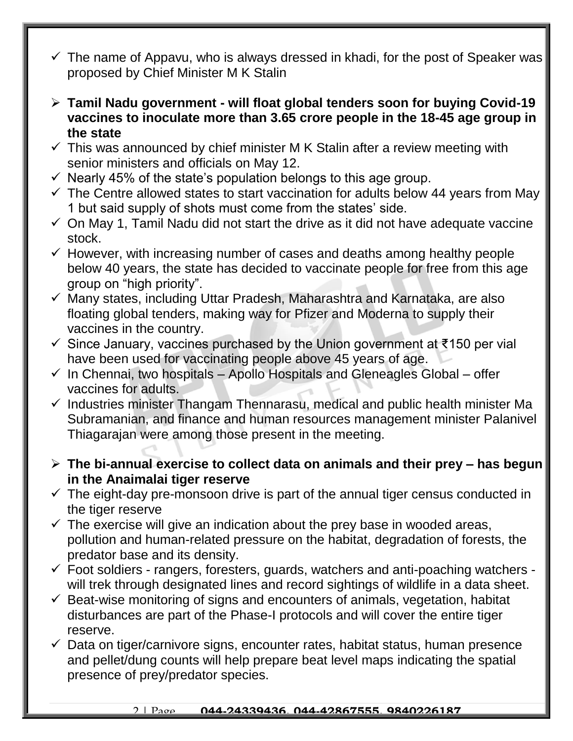- ✓ The name of Appavu, who is always dressed in khadi, for the post of Speaker was proposed by Chief Minister M K Stalin

- **Tamil Nadu government - will float global tenders soon for buying Covid-19 vaccines to inoculate more than 3.65 crore people in the 18-45 age group in the state**
- ✓ This was announced by chief minister M K Stalin after a review meeting with senior ministers and officials on May 12.
- ✓ Nearly 45% of the state's population belongs to this age group.
- ✓ The Centre allowed states to start vaccination for adults below 44 years from May 1 but said supply of shots must come from the states' side.
- ✓ On May 1, Tamil Nadu did not start the drive as it did not have adequate vaccine stock.
- ✓ However, with increasing number of cases and deaths among healthy people below 40 years, the state has decided to vaccinate people for free from this age group on "high priority".
- ✓ Many states, including Uttar Pradesh, Maharashtra and Karnataka, are also floating global tenders, making way for Pfizer and Moderna to supply their vaccines in the country.
- ✓ Since January, vaccines purchased by the Union government at ₹150 per vial have been used for vaccinating people above 45 years of age.
- ✓ In Chennai, two hospitals – Apollo Hospitals and Gleneagles Global – offer vaccines for adults.
- ✓ Industries minister Thangam Thennarasu, medical and public health minister Ma Subramanian, and finance and human resources management minister Palanivel Thiagarajan were among those present in the meeting.

- **The bi-annual exercise to collect data on animals and their prey – has begun in the Anaimalai tiger reserve**
- ✓ The eight-day pre-monsoon drive is part of the annual tiger census conducted in the tiger reserve
- ✓ The exercise will give an indication about the prey base in wooded areas, pollution and human-related pressure on the habitat, degradation of forests, the predator base and its density.
- ✓ Foot soldiers - rangers, foresters, guards, watchers and anti-poaching watchers - will trek through designated lines and record sightings of wildlife in a data sheet.
- ✓ Beat-wise monitoring of signs and encounters of animals, vegetation, habitat disturbances are part of the Phase-I protocols and will cover the entire tiger reserve.
- ✓ Data on tiger/carnivore signs, encounter rates, habitat status, human presence and pellet/dung counts will help prepare beat level maps indicating the spatial presence of prey/predator species.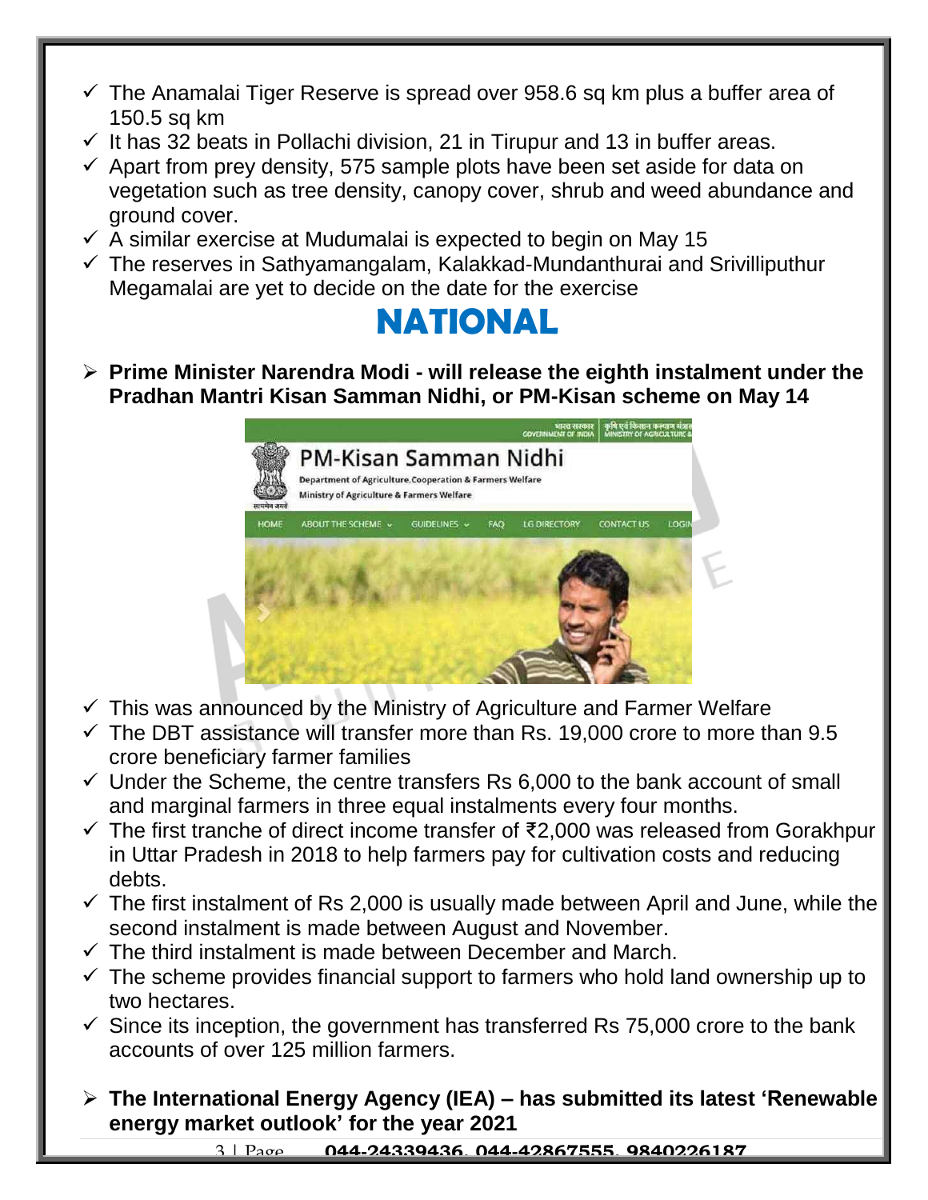- ✓ The Anamalai Tiger Reserve is spread over 958.6 sq km plus a buffer area of 150.5 sq km
- ✓ It has 32 beats in Pollachi division, 21 in Tirupur and 13 in buffer areas.
- ✓ Apart from prey density, 575 sample plots have been set aside for data on vegetation such as tree density, canopy cover, shrub and weed abundance and ground cover.
- ✓ A similar exercise at Mudumalai is expected to begin on May 15
- ✓ The reserves in Sathyamangalam, Kalakkad-Mundanthurai and Srivilliputhur Megamalai are yet to decide on the date for the exercise

# NATIONAL

- **Prime Minister Narendra Modi - will release the eighth instalment under the Pradhan Mantri Kisan Samman Nidhi, or PM-Kisan scheme on May 14**

- ✓ This was announced by the Ministry of Agriculture and Farmer Welfare
- ✓ The DBT assistance will transfer more than Rs. 19,000 crore to more than 9.5 crore beneficiary farmer families
- ✓ Under the Scheme, the centre transfers Rs 6,000 to the bank account of small and marginal farmers in three equal instalments every four months.
- ✓ The first tranche of direct income transfer of ₹2,000 was released from Gorakhpur in Uttar Pradesh in 2018 to help farmers pay for cultivation costs and reducing debts.
- ✓ The first instalment of Rs 2,000 is usually made between April and June, while the second instalment is made between August and November.
- ✓ The third instalment is made between December and March.
- ✓ The scheme provides financial support to farmers who hold land ownership up to two hectares.
- ✓ Since its inception, the government has transferred Rs 75,000 crore to the bank accounts of over 125 million farmers.

- **The International Energy Agency (IEA) – has submitted its latest 'Renewable energy market outlook' for the year 2021**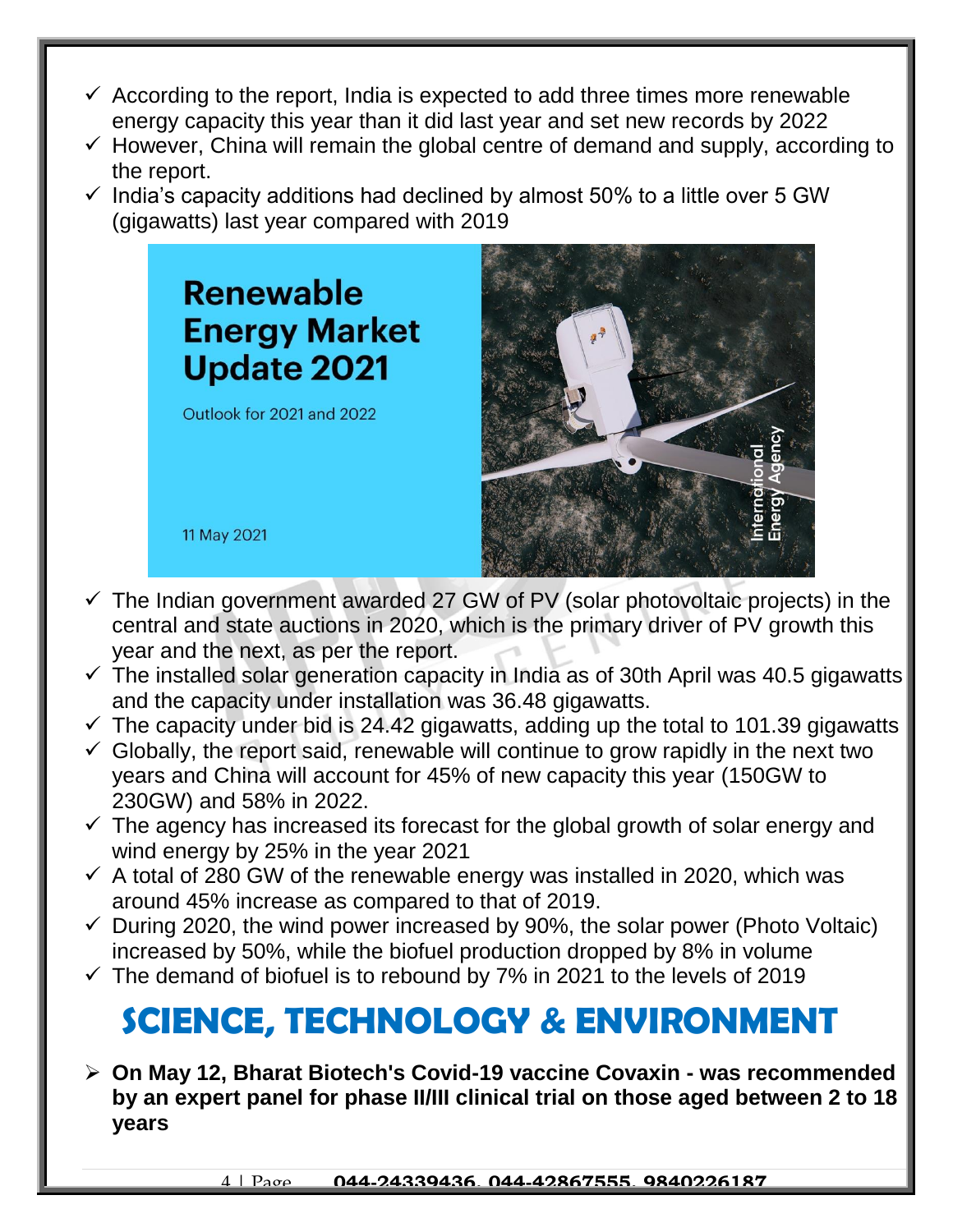- ✓ According to the report, India is expected to add three times more renewable energy capacity this year than it did last year and set new records by 2022
- ✓ However, China will remain the global centre of demand and supply, according to the report.
- ✓ India's capacity additions had declined by almost 50% to a little over 5 GW (gigawatts) last year compared with 2019

- ✓ The Indian government awarded 27 GW of PV (solar photovoltaic projects) in the central and state auctions in 2020, which is the primary driver of PV growth this year and the next, as per the report.
- ✓ The installed solar generation capacity in India as of 30th April was 40.5 gigawatts and the capacity under installation was 36.48 gigawatts.
- ✓ The capacity under bid is 24.42 gigawatts, adding up the total to 101.39 gigawatts
- ✓ Globally, the report said, renewable will continue to grow rapidly in the next two years and China will account for 45% of new capacity this year (150GW to 230GW) and 58% in 2022.
- ✓ The agency has increased its forecast for the global growth of solar energy and wind energy by 25% in the year 2021
- ✓ A total of 280 GW of the renewable energy was installed in 2020, which was around 45% increase as compared to that of 2019.
- ✓ During 2020, the wind power increased by 90%, the solar power (Photo Voltaic) increased by 50%, while the biofuel production dropped by 8% in volume
- ✓ The demand of biofuel is to rebound by 7% in 2021 to the levels of 2019

# SCIENCE, TECHNOLOGY & ENVIRONMENT

- **On May 12, Bharat Biotech's Covid-19 vaccine Covaxin - was recommended by an expert panel for phase II/III clinical trial on those aged between 2 to 18 years**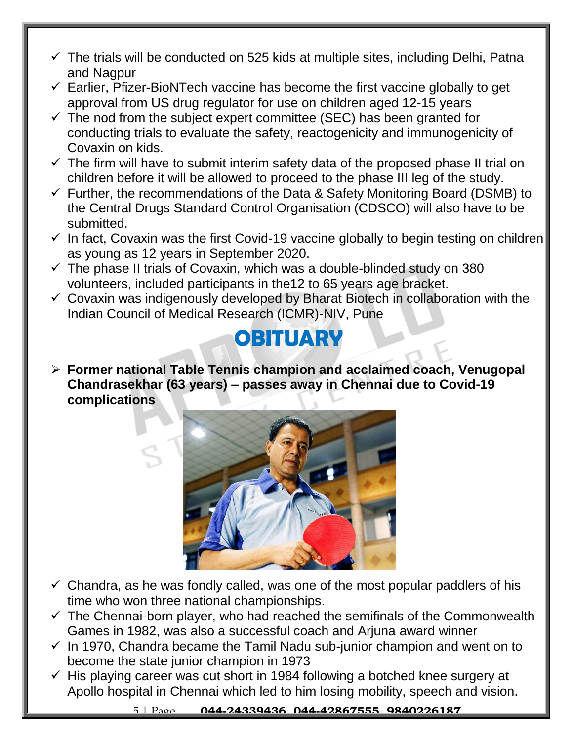- The trials will be conducted on 525 kids at multiple sites, including Delhi, Patna and Nagpur
- Earlier, Pfizer-BioNTech vaccine has become the first vaccine globally to get approval from US drug regulator for use on children aged 12-15 years
- The nod from the subject expert committee (SEC) has been granted for conducting trials to evaluate the safety, reactogenicity and immunogenicity of Covaxin on kids.
- The firm will have to submit interim safety data of the proposed phase II trial on children before it will be allowed to proceed to the phase III leg of the study.
- Further, the recommendations of the Data & Safety Monitoring Board (DSMB) to the Central Drugs Standard Control Organisation (CDSCO) will also have to be submitted.
- In fact, Covaxin was the first Covid-19 vaccine globally to begin testing on children as young as 12 years in September 2020.
- The phase II trials of Covaxin, which was a double-blinded study on 380 volunteers, included participants in the12 to 65 years age bracket.
- Covaxin was indigenously developed by Bharat Biotech in collaboration with the Indian Council of Medical Research (ICMR)-NIV, Pune

# OBITUARY

- **Former national Table Tennis champion and acclaimed coach, Venugopal Chandrasekhar (63 years) – passes away in Chennai due to Covid-19 complications**

- Chandra, as he was fondly called, was one of the most popular paddlers of his time who won three national championships.
- The Chennai-born player, who had reached the semifinals of the Commonwealth Games in 1982, was also a successful coach and Arjuna award winner
- In 1970, Chandra became the Tamil Nadu sub-junior champion and went on to become the state junior champion in 1973
- His playing career was cut short in 1984 following a botched knee surgery at Apollo hospital in Chennai which led to him losing mobility, speech and vision.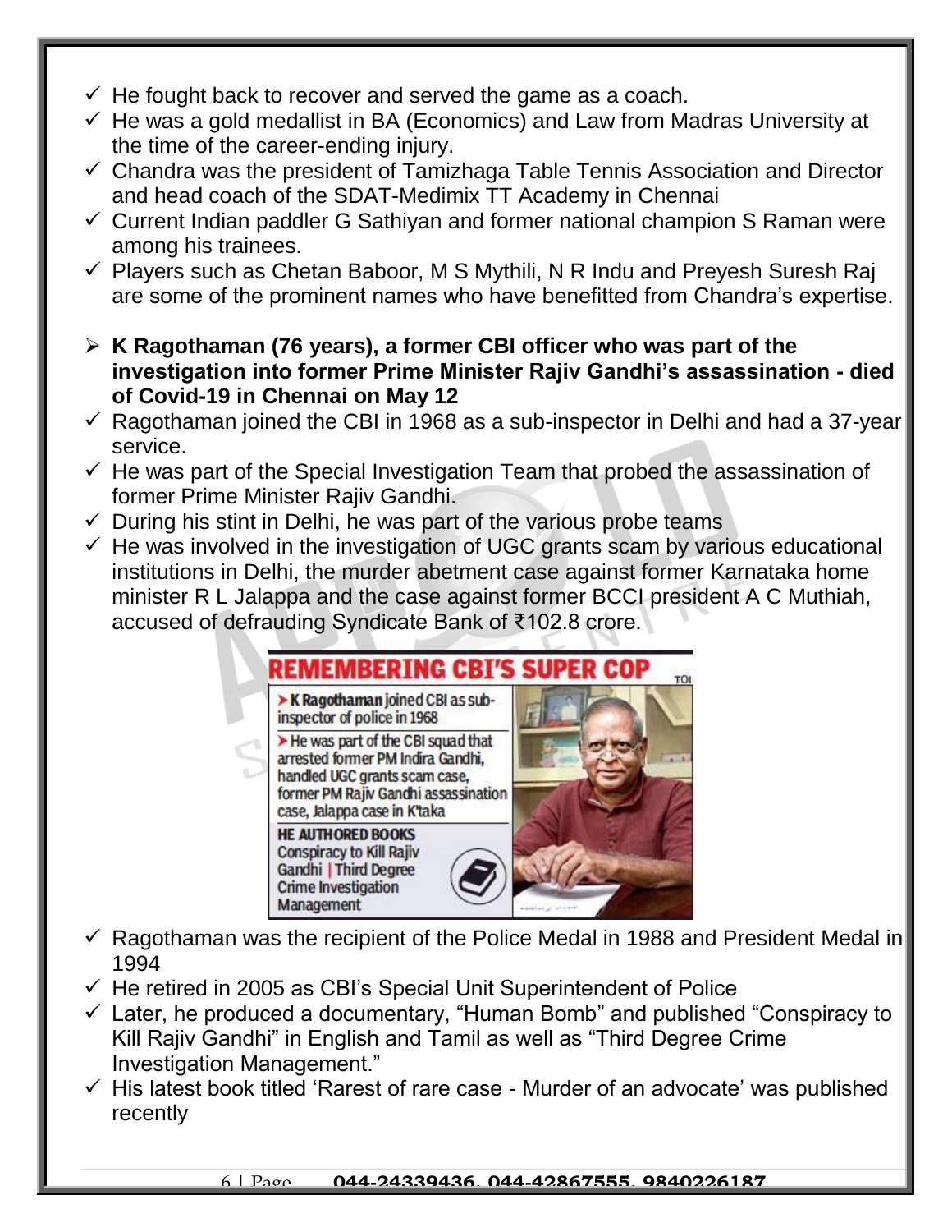- ✓ He fought back to recover and served the game as a coach.
- ✓ He was a gold medallist in BA (Economics) and Law from Madras University at the time of the career-ending injury.
- ✓ Chandra was the president of Tamizhaga Table Tennis Association and Director and head coach of the SDAT-Medimix TT Academy in Chennai
- ✓ Current Indian paddler G Sathiyan and former national champion S Raman were among his trainees.
- ✓ Players such as Chetan Baboor, M S Mythili, N R Indu and Preyesh Suresh Raj are some of the prominent names who have benefitted from Chandra's expertise.

- **K Ragothaman (76 years), a former CBI officer who was part of the investigation into former Prime Minister Rajiv Gandhi's assassination - died of Covid-19 in Chennai on May 12**

- ✓ Ragothaman joined the CBI in 1968 as a sub-inspector in Delhi and had a 37-year service.
- ✓ He was part of the Special Investigation Team that probed the assassination of former Prime Minister Rajiv Gandhi.
- ✓ During his stint in Delhi, he was part of the various probe teams
- ✓ He was involved in the investigation of UGC grants scam by various educational institutions in Delhi, the murder abetment case against former Karnataka home minister R L Jalappa and the case against former BCCI president A C Muthiah, accused of defrauding Syndicate Bank of ₹102.8 crore.

**REMEMBERING CBI'S SUPER COP**

> **K Ragothaman** joined CBI as sub-inspector of police in 1968

> He was part of the CBI squad that arrested former PM Indira Gandhi, handled UGC grants scam case, former PM Rajiv Gandhi assassination case, Jalappa case in K'taka

**HE AUTHORED BOOKS**
Conspiracy to Kill Rajiv Gandhi | Third Degree Crime Investigation Management

- ✓ Ragothaman was the recipient of the Police Medal in 1988 and President Medal in 1994
- ✓ He retired in 2005 as CBI's Special Unit Superintendent of Police
- ✓ Later, he produced a documentary, "Human Bomb" and published "Conspiracy to Kill Rajiv Gandhi" in English and Tamil as well as "Third Degree Crime Investigation Management."
- ✓ His latest book titled 'Rarest of rare case - Murder of an advocate' was published recently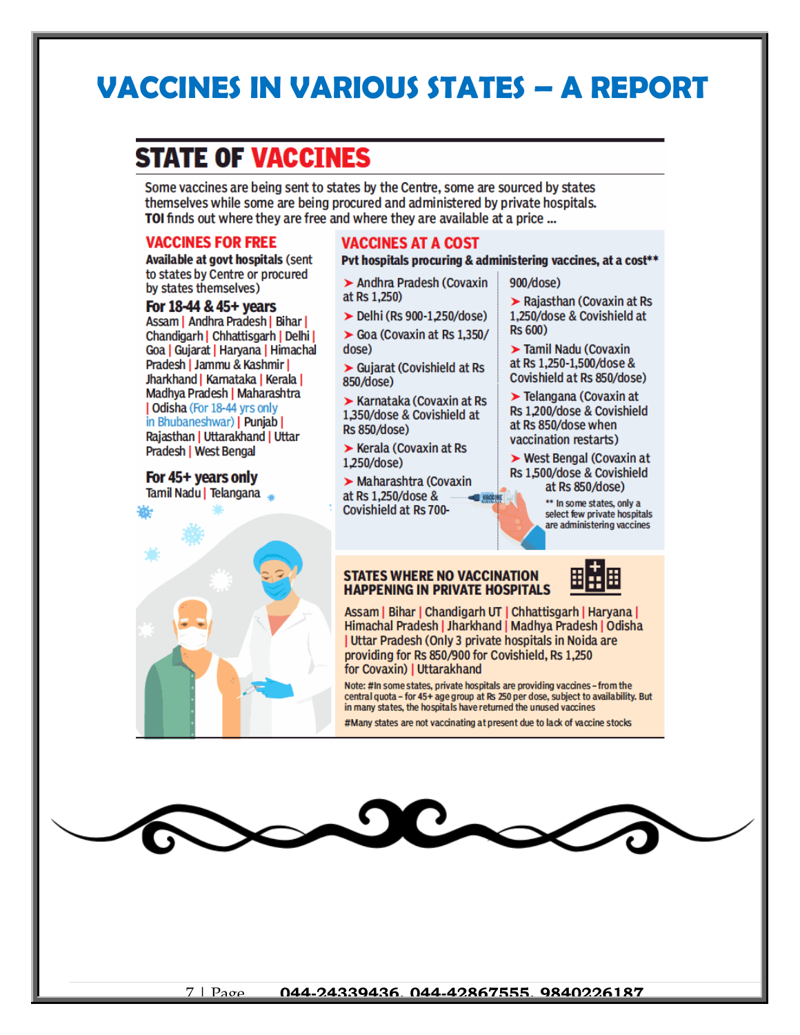# VACCINES IN VARIOUS STATES – A REPORT

## STATE OF VACCINES

Some vaccines are being sent to states by the Centre, some are sourced by states themselves while some are being procured and administered by private hospitals. **TOI** finds out where they are free and where they are available at a price ...

### VACCINES FOR FREE

**Available at govt hospitals** (sent to states by Centre or procured by states themselves)

**For 18-44 & 45+ years**

Assam | Andhra Pradesh | Bihar | Chandigarh | Chhattisgarh | Delhi | Goa | Gujarat | Haryana | Himachal Pradesh | Jammu & Kashmir | Jharkhand | Karnataka | Kerala | Madhya Pradesh | Maharashtra | Odisha (For 18-44 yrs only in Bhubaneshwar) | Punjab | Rajasthan | Uttarakhand | Uttar Pradesh | West Bengal

**For 45+ years only**

Tamil Nadu | Telangana

### VACCINES AT A COST

**Pvt hospitals procuring & administering vaccines, at a cost\*\***

- Andhra Pradesh (Covaxin at Rs 1,250)
- Delhi (Rs 900-1,250/dose)
- Goa (Covaxin at Rs 1,350/dose)
- Gujarat (Covishield at Rs 850/dose)
- Karnataka (Covaxin at Rs 1,350/dose & Covishield at Rs 850/dose)
- Kerala (Covaxin at Rs 1,250/dose)
- Maharashtra (Covaxin at Rs 1,250/dose & Covishield at Rs 700-900/dose)
- Rajasthan (Covaxin at Rs 1,250/dose & Covishield at Rs 600)
- Tamil Nadu (Covaxin at Rs 1,250-1,500/dose & Covishield at Rs 850/dose)
- Telangana (Covaxin at Rs 1,200/dose & Covishield at Rs 850/dose when vaccination restarts)
- West Bengal (Covaxin at Rs 1,500/dose & Covishield at Rs 850/dose)

\*\* In some states, only a select few private hospitals are administering vaccines

### STATES WHERE NO VACCINATION HAPPENING IN PRIVATE HOSPITALS

Assam | Bihar | Chandigarh UT | Chhattisgarh | Haryana | Himachal Pradesh | Jharkhand | Madhya Pradesh | Odisha | Uttar Pradesh (Only 3 private hospitals in Noida are providing for Rs 850/900 for Covishield, Rs 1,250 for Covaxin) | Uttarakhand

Note: #In some states, private hospitals are providing vaccines – from the central quota – for 45+ age group at Rs 250 per dose, subject to availability. But in many states, the hospitals have returned the unused vaccines

#Many states are not vaccinating at present due to lack of vaccine stocks

044-24339436, 044-42867555, 9840226187